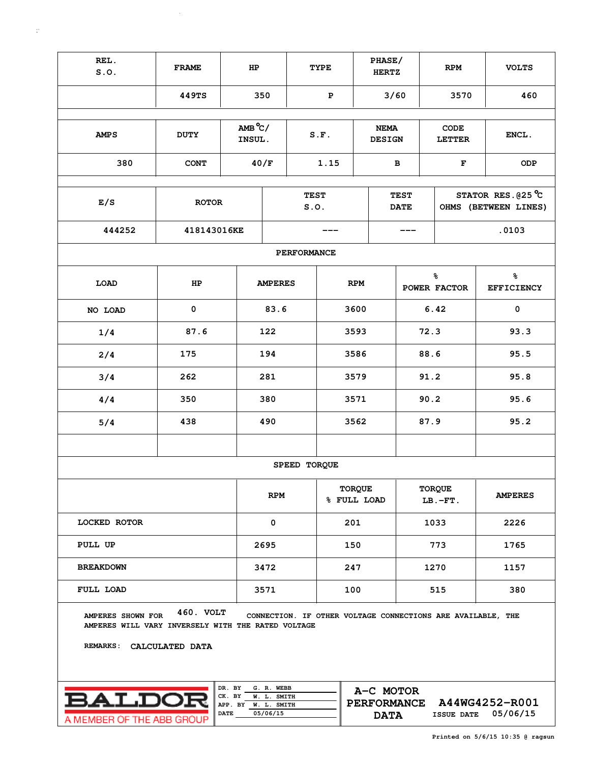| REL. S.O. | FRAME | HP | TYPE | PHASE/ HERTZ | RPM | VOLTS |
|---|---|---|---|---|---|---|
| | 449TS | 350 | P | 3/60 | 3570 | 460 |

| AMPS | DUTY | AMB °C/ INSUL. | S.F. | NEMA DESIGN | CODE LETTER | ENCL. |
|---|---|---|---|---|---|---|
| 380 | CONT | 40/F | 1.15 | B | F | ODP |

| E/S | ROTOR | TEST S.O. | TEST DATE | STATOR RES.@25 °C OHMS (BETWEEN LINES) |
|---|---|---|---|---|
| 444252 | 418143016KE | --- | --- | .0103 |

**PERFORMANCE**

| LOAD | HP | AMPERES | RPM | % POWER FACTOR | % EFFICIENCY |
|---|---|---|---|---|---|
| NO LOAD | 0 | 83.6 | 3600 | 6.42 | 0 |
| 1/4 | 87.6 | 122 | 3593 | 72.3 | 93.3 |
| 2/4 | 175 | 194 | 3586 | 88.6 | 95.5 |
| 3/4 | 262 | 281 | 3579 | 91.2 | 95.8 |
| 4/4 | 350 | 380 | 3571 | 90.2 | 95.6 |
| 5/4 | 438 | 490 | 3562 | 87.9 | 95.2 |
| | | | | | |

**SPEED TORQUE**

| | RPM | TORQUE % FULL LOAD | TORQUE LB.-FT. | AMPERES |
|---|---|---|---|---|
| LOCKED ROTOR | 0 | 201 | 1033 | 2226 |
| PULL UP | 2695 | 150 | 773 | 1765 |
| BREAKDOWN | 3472 | 247 | 1270 | 1157 |
| FULL LOAD | 3571 | 100 | 515 | 380 |

AMPERES SHOWN FOR 460. VOLT CONNECTION. IF OTHER VOLTAGE CONNECTIONS ARE AVAILABLE, THE AMPERES WILL VARY INVERSELY WITH THE RATED VOLTAGE

REMARKS: CALCULATED DATA

BALDOR
A MEMBER OF THE ABB GROUP

DR. BY G. R. WEBB
CK. BY W. L. SMITH
APP. BY W. L. SMITH
DATE 05/06/15

A-C MOTOR PERFORMANCE DATA

A44WG4252-R001
ISSUE DATE 05/06/15

Printed on 5/6/15 10:35 @ ragsun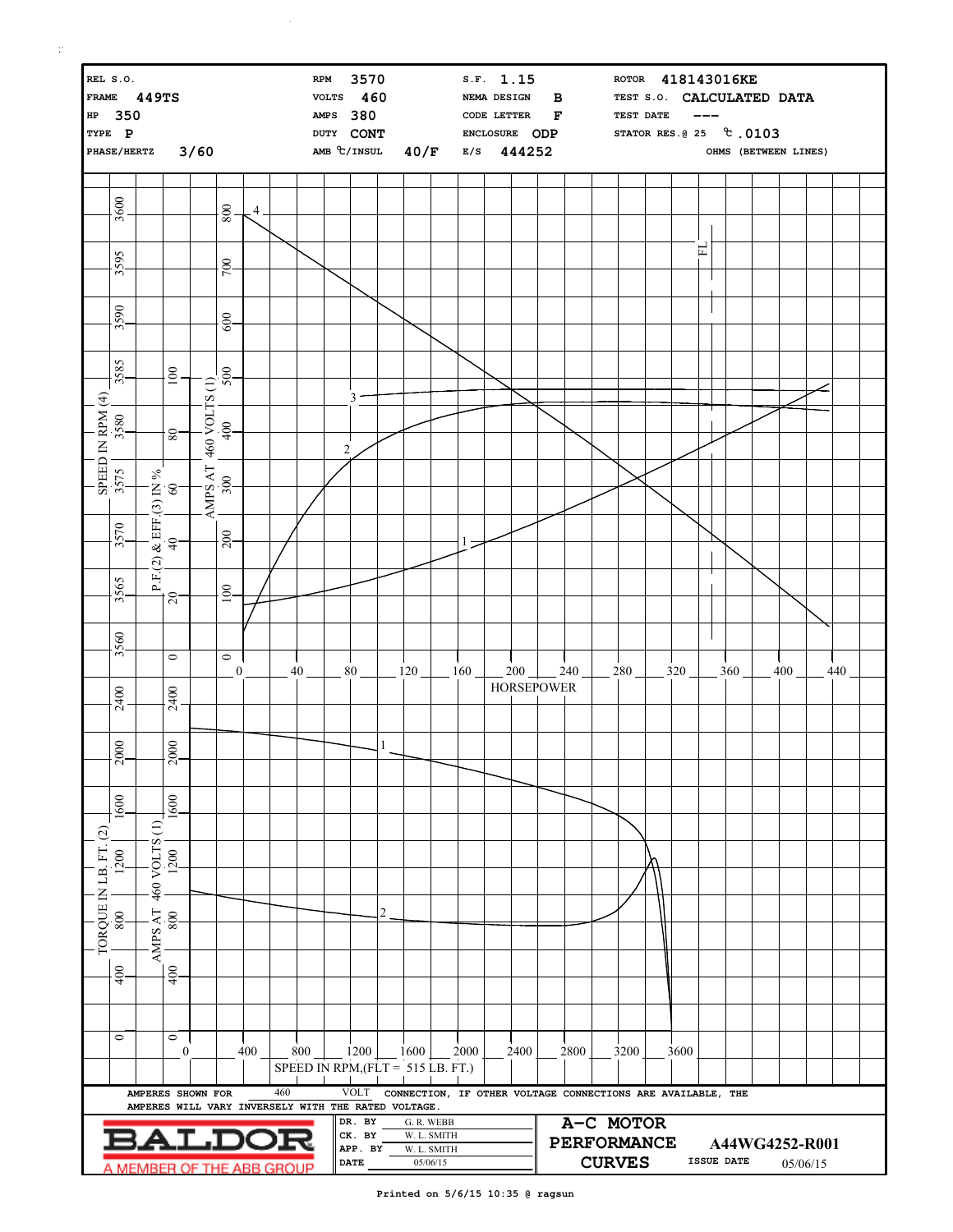| | | | | | | | |
|---|---|---|---|---|---|---|---|
| REL S.O. | | RPM | 3570 | S.F. | 1.15 | ROTOR | 418143016KE |
| FRAME | 449TS | VOLTS | 460 | NEMA DESIGN | B | TEST S.O. | CALCULATED DATA |
| HP | 350 | AMPS | 380 | CODE LETTER | F | TEST DATE | --- |
| TYPE | P | DUTY | CONT | ENCLOSURE | ODP | STATOR RES.@ 25 ℃ | .0103 |
| PHASE/HERTZ | 3/60 | AMB ℃/INSUL | 40/F | E/S | 444252 | | OHMS (BETWEEN LINES) |

SPEED IN RPM (4)

3600 3595 3590 3585 3580 3575 3570 3565 3560

P.F.(2) & EFF.(3) IN %

100 80 60 40 20 0

AMPS AT 460 VOLTS (1)

800 700 600 500 400 300 200 100 0

FL

1 2 3 4

0 40 80 120 160 200 240 280 320 360 400 440

HORSEPOWER

TORQUE IN LB. FT. (2)

2400 2000 1600 1200 800 400 0

AMPS AT 460 VOLTS (1)

2400 2000 1600 1200 800 400 0

1 2

0 400 800 1200 1600 2000 2400 2800 3200 3600

SPEED IN RPM,(FLT = 515 LB. FT.)

AMPERES SHOWN FOR 460 VOLT CONNECTION, IF OTHER VOLTAGE CONNECTIONS ARE AVAILABLE, THE AMPERES WILL VARY INVERSELY WITH THE RATED VOLTAGE.

BALDOR

A MEMBER OF THE ABB GROUP

| | |
|---|---|
| DR. BY | G. R. WEBB |
| CK. BY | W. L. SMITH |
| APP. BY | W. L. SMITH |
| DATE | 05/06/15 |

**A-C MOTOR PERFORMANCE CURVES**

A44WG4252-R001

ISSUE DATE 05/06/15

Printed on 5/6/15 10:35 @ ragsun